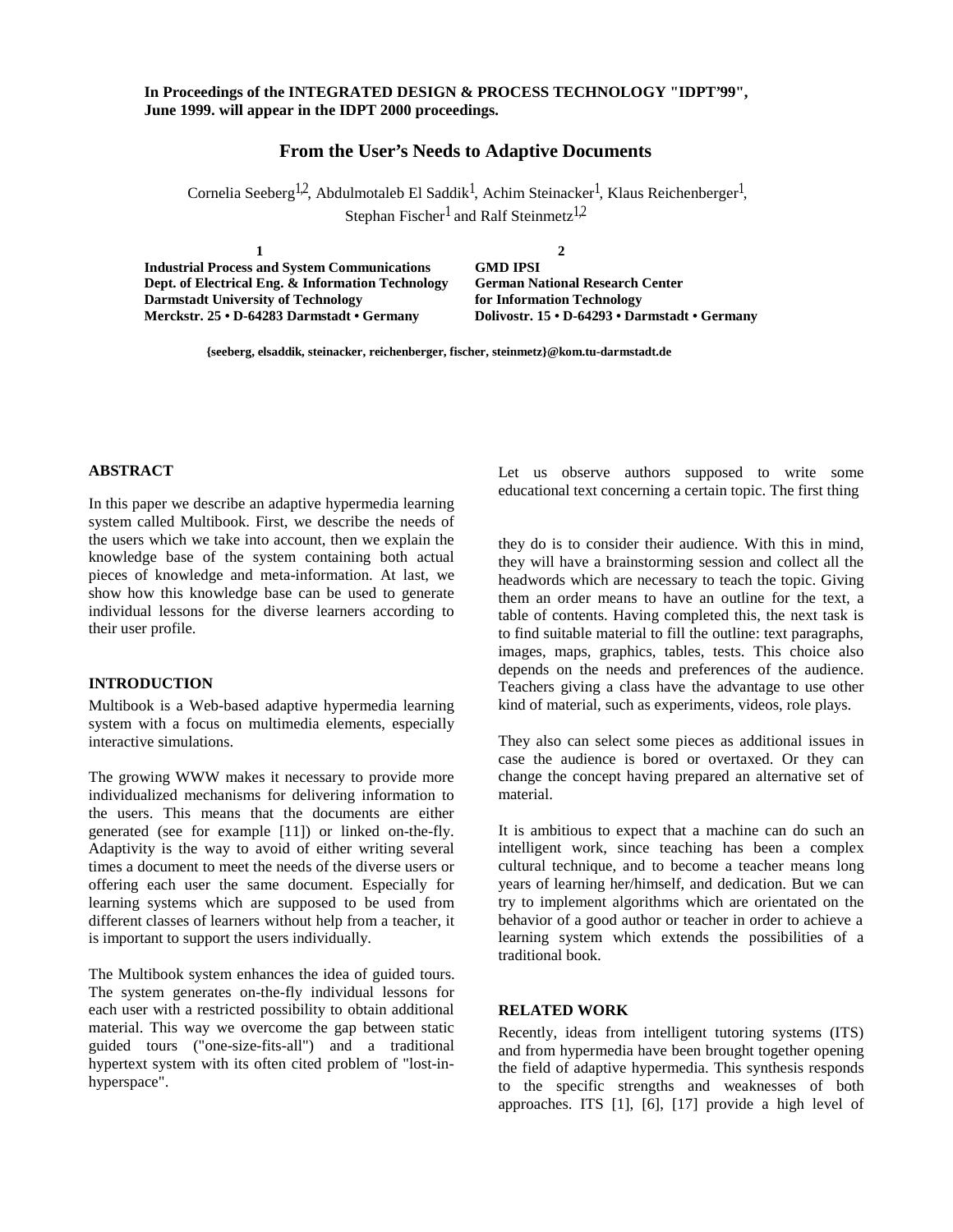In Proceedings of the INTEGRATED DESIGN & PROCESS TECHNOLOGY "IDPT'99", June 1999. will appear in the IDPT 2000 proceedings.

# From the User's Needs to Adaptive Documents

Cornelia Seeberg[1,2], Abdulmotaleb El Saddik[1], Achim Steinacker[1], Klaus Reichenberger[1], Stephan Fischer[1] and Ralf Steinmetz[1,2]

**1**
**Industrial Process and System Communications**
**Dept. of Electrical Eng. & Information Technology**
**Darmstadt University of Technology**
**Merckstr. 25 • D-64283 Darmstadt • Germany**

**2**
**GMD IPSI**
**German National Research Center**
**for Information Technology**
**Dolivostr. 15 • D-64293 • Darmstadt • Germany**

**{seeberg, elsaddik, steinacker, reichenberger, fischer, steinmetz}@kom.tu-darmstadt.de**

## ABSTRACT

In this paper we describe an adaptive hypermedia learning system called Multibook. First, we describe the needs of the users which we take into account, then we explain the knowledge base of the system containing both actual pieces of knowledge and meta-information. At last, we show how this knowledge base can be used to generate individual lessons for the diverse learners according to their user profile.

## INTRODUCTION

Multibook is a Web-based adaptive hypermedia learning system with a focus on multimedia elements, especially interactive simulations.

The growing WWW makes it necessary to provide more individualized mechanisms for delivering information to the users. This means that the documents are either generated (see for example [11]) or linked on-the-fly. Adaptivity is the way to avoid of either writing several times a document to meet the needs of the diverse users or offering each user the same document. Especially for learning systems which are supposed to be used from different classes of learners without help from a teacher, it is important to support the users individually.

The Multibook system enhances the idea of guided tours. The system generates on-the-fly individual lessons for each user with a restricted possibility to obtain additional material. This way we overcome the gap between static guided tours ("one-size-fits-all") and a traditional hypertext system with its often cited problem of "lost-in-hyperspace".

Let us observe authors supposed to write some educational text concerning a certain topic. The first thing they do is to consider their audience. With this in mind, they will have a brainstorming session and collect all the headwords which are necessary to teach the topic. Giving them an order means to have an outline for the text, a table of contents. Having completed this, the next task is to find suitable material to fill the outline: text paragraphs, images, maps, graphics, tables, tests. This choice also depends on the needs and preferences of the audience. Teachers giving a class have the advantage to use other kind of material, such as experiments, videos, role plays.

They also can select some pieces as additional issues in case the audience is bored or overtaxed. Or they can change the concept having prepared an alternative set of material.

It is ambitious to expect that a machine can do such an intelligent work, since teaching has been a complex cultural technique, and to become a teacher means long years of learning her/himself, and dedication. But we can try to implement algorithms which are orientated on the behavior of a good author or teacher in order to achieve a learning system which extends the possibilities of a traditional book.

## RELATED WORK

Recently, ideas from intelligent tutoring systems (ITS) and from hypermedia have been brought together opening the field of adaptive hypermedia. This synthesis responds to the specific strengths and weaknesses of both approaches. ITS [1], [6], [17] provide a high level of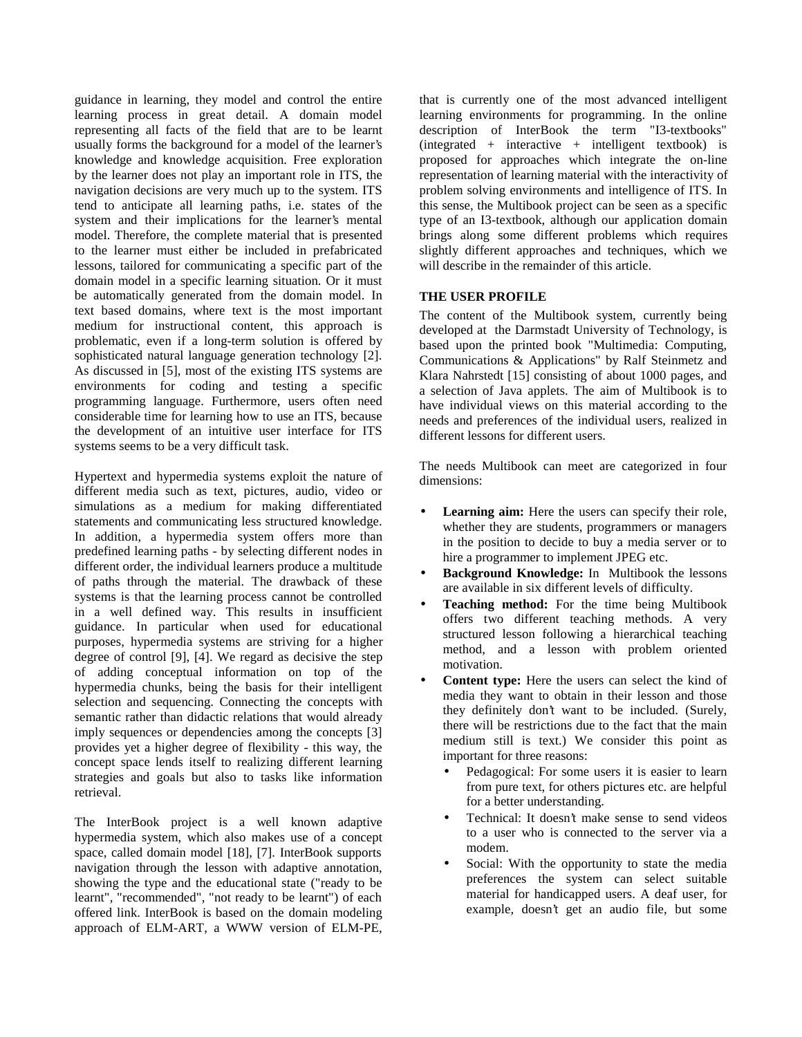guidance in learning, they model and control the entire learning process in great detail. A domain model representing all facts of the field that are to be learnt usually forms the background for a model of the learner's knowledge and knowledge acquisition. Free exploration by the learner does not play an important role in ITS, the navigation decisions are very much up to the system. ITS tend to anticipate all learning paths, i.e. states of the system and their implications for the learner's mental model. Therefore, the complete material that is presented to the learner must either be included in prefabricated lessons, tailored for communicating a specific part of the domain model in a specific learning situation. Or it must be automatically generated from the domain model. In text based domains, where text is the most important medium for instructional content, this approach is problematic, even if a long-term solution is offered by sophisticated natural language generation technology [2]. As discussed in [5], most of the existing ITS systems are environments for coding and testing a specific programming language. Furthermore, users often need considerable time for learning how to use an ITS, because the development of an intuitive user interface for ITS systems seems to be a very difficult task.

Hypertext and hypermedia systems exploit the nature of different media such as text, pictures, audio, video or simulations as a medium for making differentiated statements and communicating less structured knowledge. In addition, a hypermedia system offers more than predefined learning paths - by selecting different nodes in different order, the individual learners produce a multitude of paths through the material. The drawback of these systems is that the learning process cannot be controlled in a well defined way. This results in insufficient guidance. In particular when used for educational purposes, hypermedia systems are striving for a higher degree of control [9], [4]. We regard as decisive the step of adding conceptual information on top of the hypermedia chunks, being the basis for their intelligent selection and sequencing. Connecting the concepts with semantic rather than didactic relations that would already imply sequences or dependencies among the concepts [3] provides yet a higher degree of flexibility - this way, the concept space lends itself to realizing different learning strategies and goals but also to tasks like information retrieval.

The InterBook project is a well known adaptive hypermedia system, which also makes use of a concept space, called domain model [18], [7]. InterBook supports navigation through the lesson with adaptive annotation, showing the type and the educational state ("ready to be learnt", "recommended", "not ready to be learnt") of each offered link. InterBook is based on the domain modeling approach of ELM-ART, a WWW version of ELM-PE, that is currently one of the most advanced intelligent learning environments for programming. In the online description of InterBook the term "I3-textbooks" (integrated + interactive + intelligent textbook) is proposed for approaches which integrate the on-line representation of learning material with the interactivity of problem solving environments and intelligence of ITS. In this sense, the Multibook project can be seen as a specific type of an I3-textbook, although our application domain brings along some different problems which requires slightly different approaches and techniques, which we will describe in the remainder of this article.

## THE USER PROFILE

The content of the Multibook system, currently being developed at the Darmstadt University of Technology, is based upon the printed book "Multimedia: Computing, Communications & Applications" by Ralf Steinmetz and Klara Nahrstedt [15] consisting of about 1000 pages, and a selection of Java applets. The aim of Multibook is to have individual views on this material according to the needs and preferences of the individual users, realized in different lessons for different users.

The needs Multibook can meet are categorized in four dimensions:

- **Learning aim:** Here the users can specify their role, whether they are students, programmers or managers in the position to decide to buy a media server or to hire a programmer to implement JPEG etc.
- **Background Knowledge:** In Multibook the lessons are available in six different levels of difficulty.
- **Teaching method:** For the time being Multibook offers two different teaching methods. A very structured lesson following a hierarchical teaching method, and a lesson with problem oriented motivation.
- **Content type:** Here the users can select the kind of media they want to obtain in their lesson and those they definitely don't want to be included. (Surely, there will be restrictions due to the fact that the main medium still is text.) We consider this point as important for three reasons:
  - Pedagogical: For some users it is easier to learn from pure text, for others pictures etc. are helpful for a better understanding.
  - Technical: It doesn't make sense to send videos to a user who is connected to the server via a modem.
  - Social: With the opportunity to state the media preferences the system can select suitable material for handicapped users. A deaf user, for example, doesn't get an audio file, but some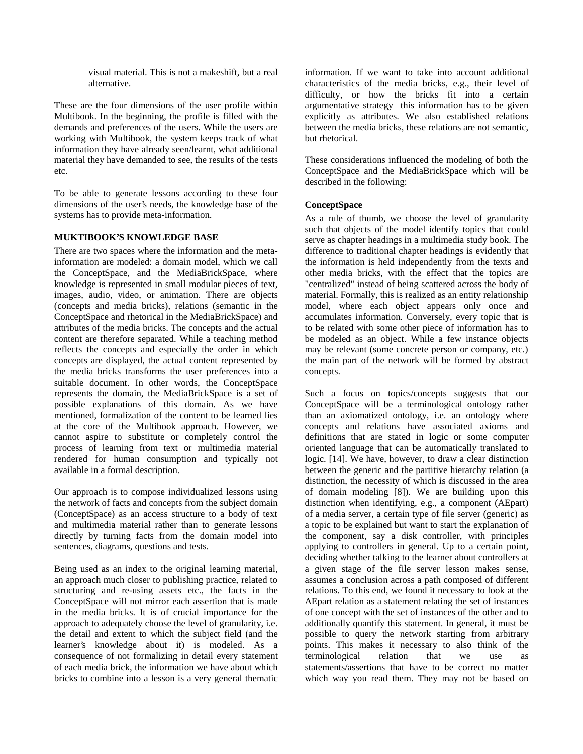visual material. This is not a makeshift, but a real alternative.

These are the four dimensions of the user profile within Multibook. In the beginning, the profile is filled with the demands and preferences of the users. While the users are working with Multibook, the system keeps track of what information they have already seen/learnt, what additional material they have demanded to see, the results of the tests etc.

To be able to generate lessons according to these four dimensions of the user's needs, the knowledge base of the systems has to provide meta-information.

**MUKTIBOOK'S KNOWLEDGE BASE**

There are two spaces where the information and the meta-information are modeled: a domain model, which we call the ConceptSpace, and the MediaBrickSpace, where knowledge is represented in small modular pieces of text, images, audio, video, or animation. There are objects (concepts and media bricks), relations (semantic in the ConceptSpace and rhetorical in the MediaBrickSpace) and attributes of the media bricks. The concepts and the actual content are therefore separated. While a teaching method reflects the concepts and especially the order in which concepts are displayed, the actual content represented by the media bricks transforms the user preferences into a suitable document. In other words, the ConceptSpace represents the domain, the MediaBrickSpace is a set of possible explanations of this domain. As we have mentioned, formalization of the content to be learned lies at the core of the Multibook approach. However, we cannot aspire to substitute or completely control the process of learning from text or multimedia material rendered for human consumption and typically not available in a formal description.

Our approach is to compose individualized lessons using the network of facts and concepts from the subject domain (ConceptSpace) as an access structure to a body of text and multimedia material rather than to generate lessons directly by turning facts from the domain model into sentences, diagrams, questions and tests.

Being used as an index to the original learning material, an approach much closer to publishing practice, related to structuring and re-using assets etc., the facts in the ConceptSpace will not mirror each assertion that is made in the media bricks. It is of crucial importance for the approach to adequately choose the level of granularity, i.e. the detail and extent to which the subject field (and the learner's knowledge about it) is modeled. As a consequence of not formalizing in detail every statement of each media brick, the information we have about which bricks to combine into a lesson is a very general thematic information. If we want to take into account additional characteristics of the media bricks, e.g., their level of difficulty, or how the bricks fit into a certain argumentative strategy this information has to be given explicitly as attributes. We also established relations between the media bricks, these relations are not semantic, but rhetorical.

These considerations influenced the modeling of both the ConceptSpace and the MediaBrickSpace which will be described in the following:

**ConceptSpace**

As a rule of thumb, we choose the level of granularity such that objects of the model identify topics that could serve as chapter headings in a multimedia study book. The difference to traditional chapter headings is evidently that the information is held independently from the texts and other media bricks, with the effect that the topics are "centralized" instead of being scattered across the body of material. Formally, this is realized as an entity relationship model, where each object appears only once and accumulates information. Conversely, every topic that is to be related with some other piece of information has to be modeled as an object. While a few instance objects may be relevant (some concrete person or company, etc.) the main part of the network will be formed by abstract concepts.

Such a focus on topics/concepts suggests that our ConceptSpace will be a terminological ontology rather than an axiomatized ontology, i.e. an ontology where concepts and relations have associated axioms and definitions that are stated in logic or some computer oriented language that can be automatically translated to logic. [14]. We have, however, to draw a clear distinction between the generic and the partitive hierarchy relation (a distinction, the necessity of which is discussed in the area of domain modeling [8]). We are building upon this distinction when identifying, e.g., a component (AEpart) of a media server, a certain type of file server (generic) as a topic to be explained but want to start the explanation of the component, say a disk controller, with principles applying to controllers in general. Up to a certain point, deciding whether talking to the learner about controllers at a given stage of the file server lesson makes sense, assumes a conclusion across a path composed of different relations. To this end, we found it necessary to look at the AEpart relation as a statement relating the set of instances of one concept with the set of instances of the other and to additionally quantify this statement. In general, it must be possible to query the network starting from arbitrary points. This makes it necessary to also think of the terminological relation that we use as statements/assertions that have to be correct no matter which way you read them. They may not be based on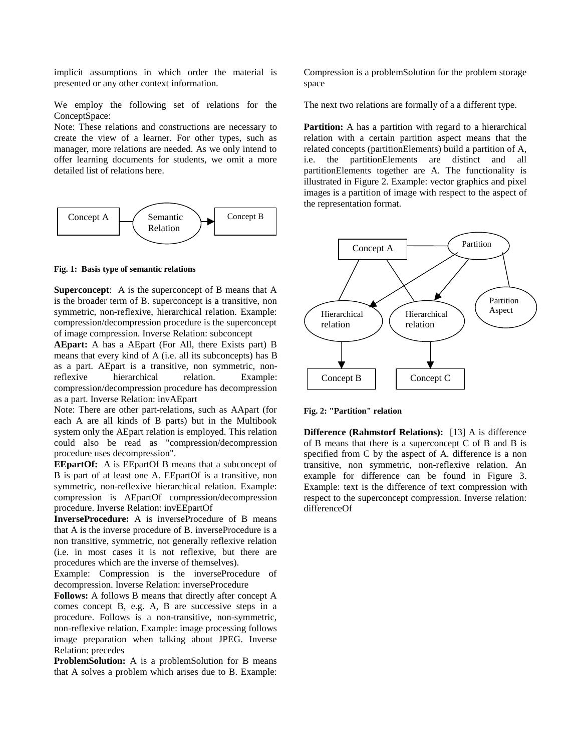implicit assumptions in which order the material is presented or any other context information.

We employ the following set of relations for the ConceptSpace:

Note: These relations and constructions are necessary to create the view of a learner. For other types, such as manager, more relations are needed. As we only intend to offer learning documents for students, we omit a more detailed list of relations here.

**Fig. 1: Basis type of semantic relations**

**Superconcept**: A is the superconcept of B means that A is the broader term of B. superconcept is a transitive, non symmetric, non-reflexive, hierarchical relation. Example: compression/decompression procedure is the superconcept of image compression. Inverse Relation: subconcept

**AEpart:** A has a AEpart (For All, there Exists part) B means that every kind of A (i.e. all its subconcepts) has B as a part. AEpart is a transitive, non symmetric, non-reflexive hierarchical relation. Example: compression/decompression procedure has decompression as a part. Inverse Relation: invAEpart

Note: There are other part-relations, such as AApart (for each A are all kinds of B parts) but in the Multibook system only the AEpart relation is employed. This relation could also be read as "compression/decompression procedure uses decompression".

**EEpartOf:** A is EEpartOf B means that a subconcept of B is part of at least one A. EEpartOf is a transitive, non symmetric, non-reflexive hierarchical relation. Example: compression is AEpartOf compression/decompression procedure. Inverse Relation: invEEpartOf

**InverseProcedure:** A is inverseProcedure of B means that A is the inverse procedure of B. inverseProcedure is a non transitive, symmetric, not generally reflexive relation (i.e. in most cases it is not reflexive, but there are procedures which are the inverse of themselves).

Example: Compression is the inverseProcedure of decompression. Inverse Relation: inverseProcedure

**Follows:** A follows B means that directly after concept A comes concept B, e.g. A, B are successive steps in a procedure. Follows is a non-transitive, non-symmetric, non-reflexive relation. Example: image processing follows image preparation when talking about JPEG. Inverse Relation: precedes

**ProblemSolution:** A is a problemSolution for B means that A solves a problem which arises due to B. Example: Compression is a problemSolution for the problem storage space

The next two relations are formally of a a different type.

**Partition:** A has a partition with regard to a hierarchical relation with a certain partition aspect means that the related concepts (partitionElements) build a partition of A, i.e. the partitionElements are distinct and all partitionElements together are A. The functionality is illustrated in Figure 2. Example: vector graphics and pixel images is a partition of image with respect to the aspect of the representation format.

**Fig. 2: "Partition" relation**

**Difference (Rahmstorf Relations):** [13] A is difference of B means that there is a superconcept C of B and B is specified from C by the aspect of A. difference is a non transitive, non symmetric, non-reflexive relation. An example for difference can be found in Figure 3. Example: text is the difference of text compression with respect to the superconcept compression. Inverse relation: differenceOf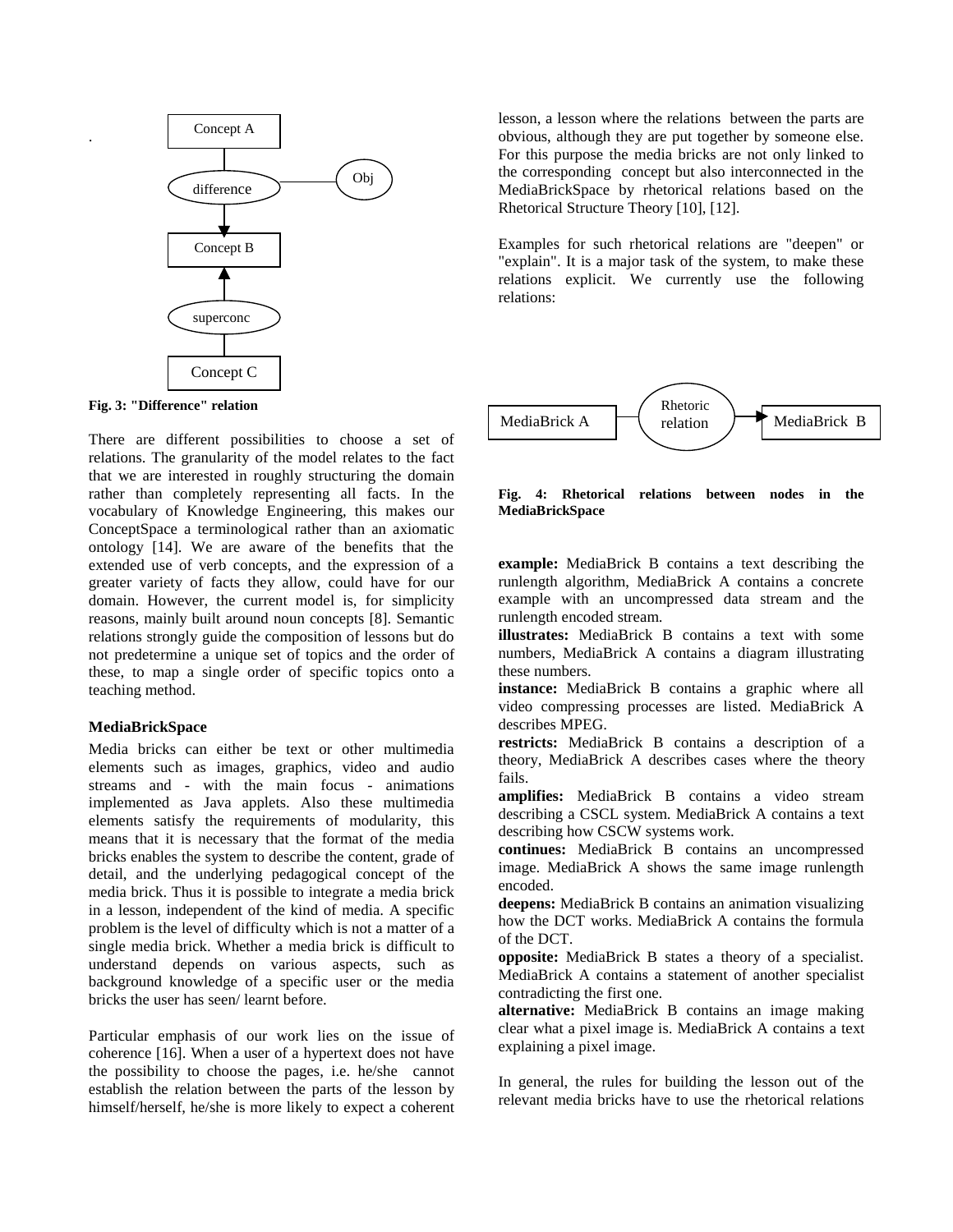Fig. 3: "Difference" relation

There are different possibilities to choose a set of relations. The granularity of the model relates to the fact that we are interested in roughly structuring the domain rather than completely representing all facts. In the vocabulary of Knowledge Engineering, this makes our ConceptSpace a terminological rather than an axiomatic ontology [14]. We are aware of the benefits that the extended use of verb concepts, and the expression of a greater variety of facts they allow, could have for our domain. However, the current model is, for simplicity reasons, mainly built around noun concepts [8]. Semantic relations strongly guide the composition of lessons but do not predetermine a unique set of topics and the order of these, to map a single order of specific topics onto a teaching method.

### MediaBrickSpace

Media bricks can either be text or other multimedia elements such as images, graphics, video and audio streams and - with the main focus - animations implemented as Java applets. Also these multimedia elements satisfy the requirements of modularity, this means that it is necessary that the format of the media bricks enables the system to describe the content, grade of detail, and the underlying pedagogical concept of the media brick. Thus it is possible to integrate a media brick in a lesson, independent of the kind of media. A specific problem is the level of difficulty which is not a matter of a single media brick. Whether a media brick is difficult to understand depends on various aspects, such as background knowledge of a specific user or the media bricks the user has seen/ learnt before.

Particular emphasis of our work lies on the issue of coherence [16]. When a user of a hypertext does not have the possibility to choose the pages, i.e. he/she cannot establish the relation between the parts of the lesson by himself/herself, he/she is more likely to expect a coherent lesson, a lesson where the relations between the parts are obvious, although they are put together by someone else. For this purpose the media bricks are not only linked to the corresponding concept but also interconnected in the MediaBrickSpace by rhetorical relations based on the Rhetorical Structure Theory [10], [12].

Examples for such rhetorical relations are "deepen" or "explain". It is a major task of the system, to make these relations explicit. We currently use the following relations:

Fig. 4: Rhetorical relations between nodes in the MediaBrickSpace

**example:** MediaBrick B contains a text describing the runlength algorithm, MediaBrick A contains a concrete example with an uncompressed data stream and the runlength encoded stream.
**illustrates:** MediaBrick B contains a text with some numbers, MediaBrick A contains a diagram illustrating these numbers.
**instance:** MediaBrick B contains a graphic where all video compressing processes are listed. MediaBrick A describes MPEG.
**restricts:** MediaBrick B contains a description of a theory, MediaBrick A describes cases where the theory fails.
**amplifies:** MediaBrick B contains a video stream describing a CSCL system. MediaBrick A contains a text describing how CSCW systems work.
**continues:** MediaBrick B contains an uncompressed image. MediaBrick A shows the same image runlength encoded.
**deepens:** MediaBrick B contains an animation visualizing how the DCT works. MediaBrick A contains the formula of the DCT.
**opposite:** MediaBrick B states a theory of a specialist. MediaBrick A contains a statement of another specialist contradicting the first one.
**alternative:** MediaBrick B contains an image making clear what a pixel image is. MediaBrick A contains a text explaining a pixel image.

In general, the rules for building the lesson out of the relevant media bricks have to use the rhetorical relations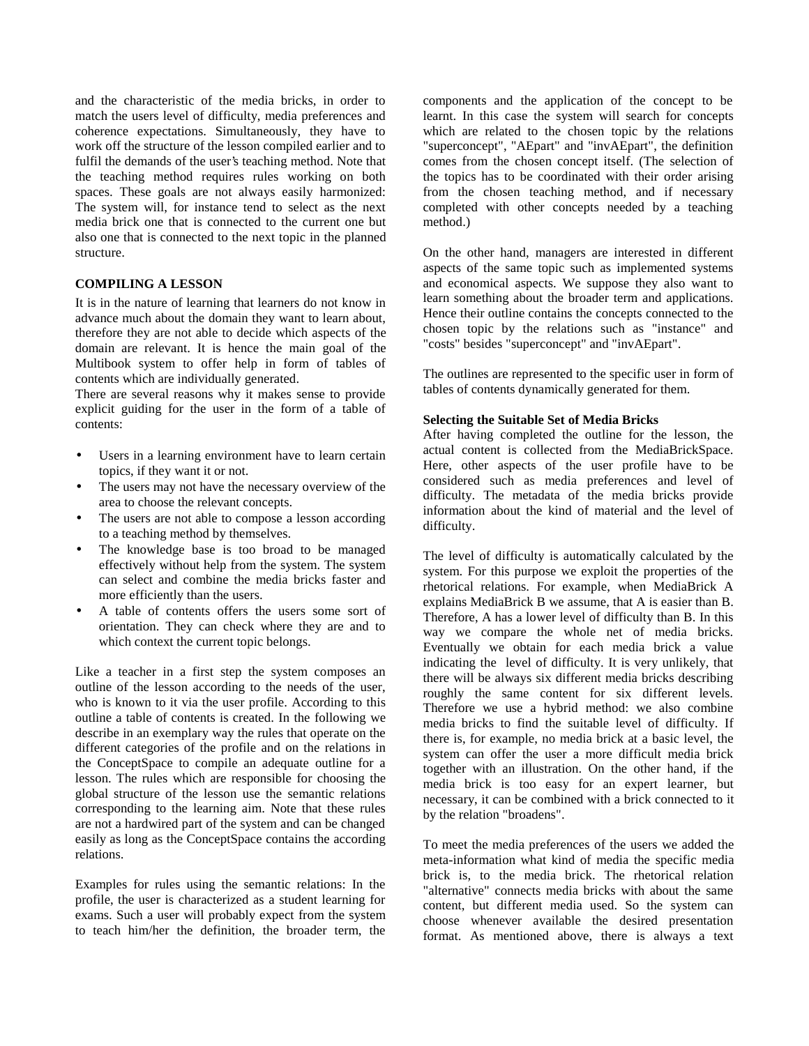and the characteristic of the media bricks, in order to match the users level of difficulty, media preferences and coherence expectations. Simultaneously, they have to work off the structure of the lesson compiled earlier and to fulfil the demands of the user's teaching method. Note that the teaching method requires rules working on both spaces. These goals are not always easily harmonized: The system will, for instance tend to select as the next media brick one that is connected to the current one but also one that is connected to the next topic in the planned structure.

## COMPILING A LESSON

It is in the nature of learning that learners do not know in advance much about the domain they want to learn about, therefore they are not able to decide which aspects of the domain are relevant. It is hence the main goal of the Multibook system to offer help in form of tables of contents which are individually generated.

There are several reasons why it makes sense to provide explicit guiding for the user in the form of a table of contents:

- Users in a learning environment have to learn certain topics, if they want it or not.
- The users may not have the necessary overview of the area to choose the relevant concepts.
- The users are not able to compose a lesson according to a teaching method by themselves.
- The knowledge base is too broad to be managed effectively without help from the system. The system can select and combine the media bricks faster and more efficiently than the users.
- A table of contents offers the users some sort of orientation. They can check where they are and to which context the current topic belongs.

Like a teacher in a first step the system composes an outline of the lesson according to the needs of the user, who is known to it via the user profile. According to this outline a table of contents is created. In the following we describe in an exemplary way the rules that operate on the different categories of the profile and on the relations in the ConceptSpace to compile an adequate outline for a lesson. The rules which are responsible for choosing the global structure of the lesson use the semantic relations corresponding to the learning aim. Note that these rules are not a hardwired part of the system and can be changed easily as long as the ConceptSpace contains the according relations.

Examples for rules using the semantic relations: In the profile, the user is characterized as a student learning for exams. Such a user will probably expect from the system to teach him/her the definition, the broader term, the components and the application of the concept to be learnt. In this case the system will search for concepts which are related to the chosen topic by the relations "superconcept", "AEpart" and "invAEpart", the definition comes from the chosen concept itself. (The selection of the topics has to be coordinated with their order arising from the chosen teaching method, and if necessary completed with other concepts needed by a teaching method.)

On the other hand, managers are interested in different aspects of the same topic such as implemented systems and economical aspects. We suppose they also want to learn something about the broader term and applications. Hence their outline contains the concepts connected to the chosen topic by the relations such as "instance" and "costs" besides "superconcept" and "invAEpart".

The outlines are represented to the specific user in form of tables of contents dynamically generated for them.

### Selecting the Suitable Set of Media Bricks

After having completed the outline for the lesson, the actual content is collected from the MediaBrickSpace. Here, other aspects of the user profile have to be considered such as media preferences and level of difficulty. The metadata of the media bricks provide information about the kind of material and the level of difficulty.

The level of difficulty is automatically calculated by the system. For this purpose we exploit the properties of the rhetorical relations. For example, when MediaBrick A explains MediaBrick B we assume, that A is easier than B. Therefore, A has a lower level of difficulty than B. In this way we compare the whole net of media bricks. Eventually we obtain for each media brick a value indicating the level of difficulty. It is very unlikely, that there will be always six different media bricks describing roughly the same content for six different levels. Therefore we use a hybrid method: we also combine media bricks to find the suitable level of difficulty. If there is, for example, no media brick at a basic level, the system can offer the user a more difficult media brick together with an illustration. On the other hand, if the media brick is too easy for an expert learner, but necessary, it can be combined with a brick connected to it by the relation "broadens".

To meet the media preferences of the users we added the meta-information what kind of media the specific media brick is, to the media brick. The rhetorical relation "alternative" connects media bricks with about the same content, but different media used. So the system can choose whenever available the desired presentation format. As mentioned above, there is always a text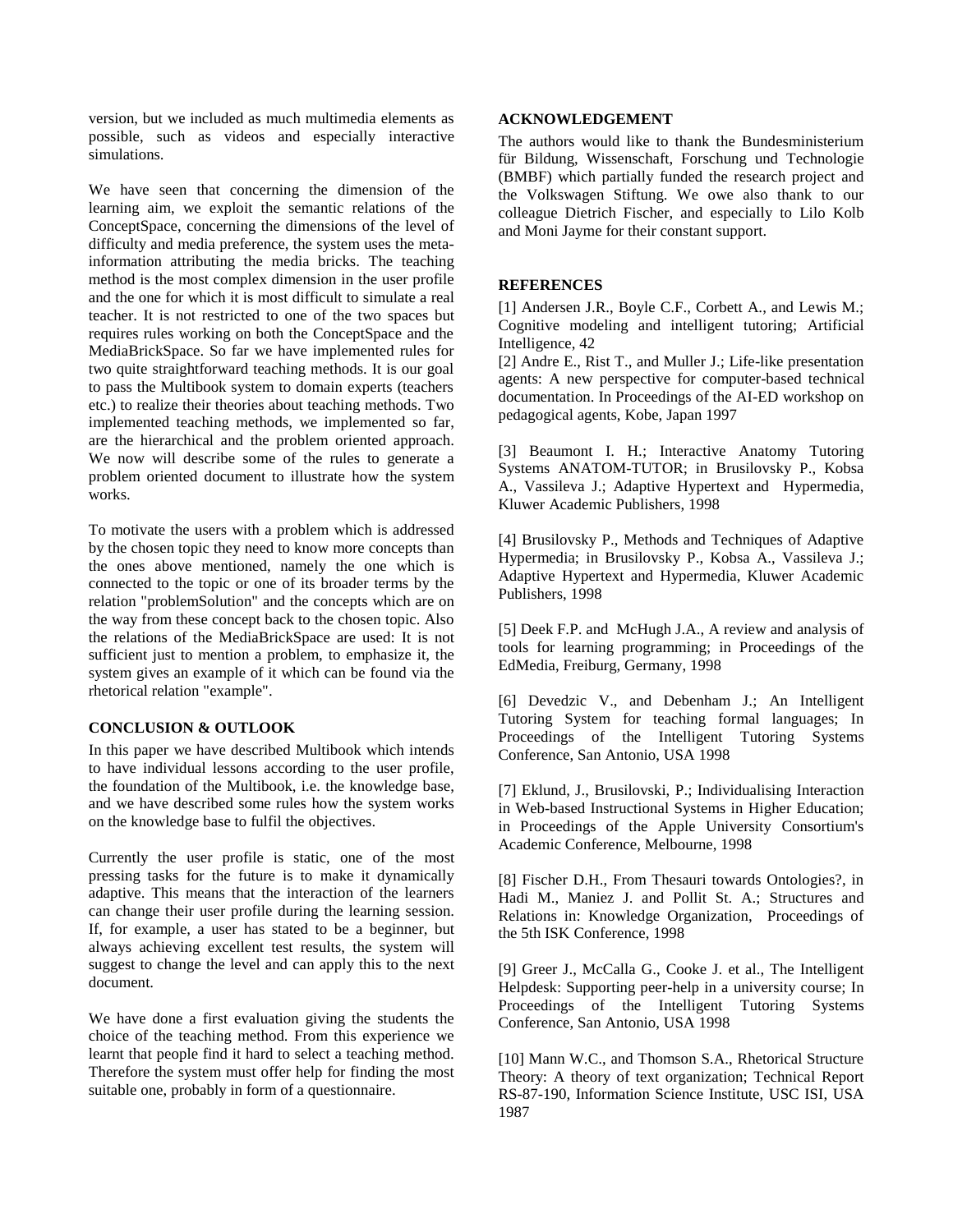version, but we included as much multimedia elements as possible, such as videos and especially interactive simulations.

We have seen that concerning the dimension of the learning aim, we exploit the semantic relations of the ConceptSpace, concerning the dimensions of the level of difficulty and media preference, the system uses the meta-information attributing the media bricks. The teaching method is the most complex dimension in the user profile and the one for which it is most difficult to simulate a real teacher. It is not restricted to one of the two spaces but requires rules working on both the ConceptSpace and the MediaBrickSpace. So far we have implemented rules for two quite straightforward teaching methods. It is our goal to pass the Multibook system to domain experts (teachers etc.) to realize their theories about teaching methods. Two implemented teaching methods, we implemented so far, are the hierarchical and the problem oriented approach. We now will describe some of the rules to generate a problem oriented document to illustrate how the system works.

To motivate the users with a problem which is addressed by the chosen topic they need to know more concepts than the ones above mentioned, namely the one which is connected to the topic or one of its broader terms by the relation "problemSolution" and the concepts which are on the way from these concept back to the chosen topic. Also the relations of the MediaBrickSpace are used: It is not sufficient just to mention a problem, to emphasize it, the system gives an example of it which can be found via the rhetorical relation "example".

### CONCLUSION & OUTLOOK

In this paper we have described Multibook which intends to have individual lessons according to the user profile, the foundation of the Multibook, i.e. the knowledge base, and we have described some rules how the system works on the knowledge base to fulfil the objectives.

Currently the user profile is static, one of the most pressing tasks for the future is to make it dynamically adaptive. This means that the interaction of the learners can change their user profile during the learning session. If, for example, a user has stated to be a beginner, but always achieving excellent test results, the system will suggest to change the level and can apply this to the next document.

We have done a first evaluation giving the students the choice of the teaching method. From this experience we learnt that people find it hard to select a teaching method. Therefore the system must offer help for finding the most suitable one, probably in form of a questionnaire.

### ACKNOWLEDGEMENT

The authors would like to thank the Bundesministerium für Bildung, Wissenschaft, Forschung und Technologie (BMBF) which partially funded the research project and the Volkswagen Stiftung. We owe also thank to our colleague Dietrich Fischer, and especially to Lilo Kolb and Moni Jayme for their constant support.

### REFERENCES

[1] Andersen J.R., Boyle C.F., Corbett A., and Lewis M.; Cognitive modeling and intelligent tutoring; Artificial Intelligence, 42

[2] Andre E., Rist T., and Muller J.; Life-like presentation agents: A new perspective for computer-based technical documentation. In Proceedings of the AI-ED workshop on pedagogical agents, Kobe, Japan 1997

[3] Beaumont I. H.; Interactive Anatomy Tutoring Systems ANATOM-TUTOR; in Brusilovsky P., Kobsa A., Vassileva J.; Adaptive Hypertext and Hypermedia, Kluwer Academic Publishers, 1998

[4] Brusilovsky P., Methods and Techniques of Adaptive Hypermedia; in Brusilovsky P., Kobsa A., Vassileva J.; Adaptive Hypertext and Hypermedia, Kluwer Academic Publishers, 1998

[5] Deek F.P. and McHugh J.A., A review and analysis of tools for learning programming; in Proceedings of the EdMedia, Freiburg, Germany, 1998

[6] Devedzic V., and Debenham J.; An Intelligent Tutoring System for teaching formal languages; In Proceedings of the Intelligent Tutoring Systems Conference, San Antonio, USA 1998

[7] Eklund, J., Brusilovski, P.; Individualising Interaction in Web-based Instructional Systems in Higher Education; in Proceedings of the Apple University Consortium's Academic Conference, Melbourne, 1998

[8] Fischer D.H., From Thesauri towards Ontologies?, in Hadi M., Maniez J. and Pollit St. A.; Structures and Relations in: Knowledge Organization, Proceedings of the 5th ISK Conference, 1998

[9] Greer J., McCalla G., Cooke J. et al., The Intelligent Helpdesk: Supporting peer-help in a university course; In Proceedings of the Intelligent Tutoring Systems Conference, San Antonio, USA 1998

[10] Mann W.C., and Thomson S.A., Rhetorical Structure Theory: A theory of text organization; Technical Report RS-87-190, Information Science Institute, USC ISI, USA 1987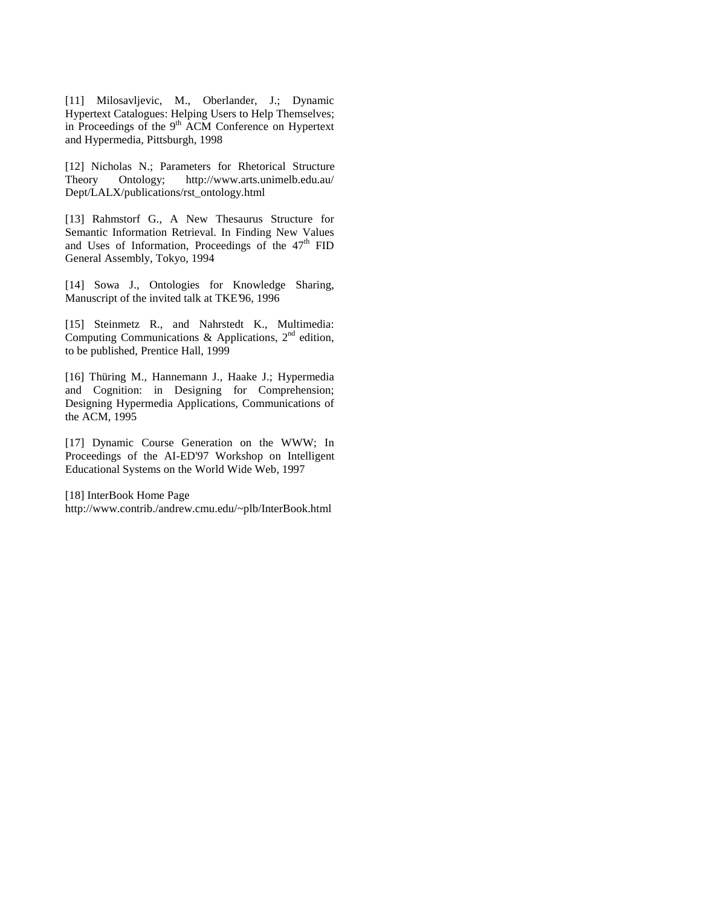[11] Milosavljevic, M., Oberlander, J.; Dynamic Hypertext Catalogues: Helping Users to Help Themselves; in Proceedings of the 9th ACM Conference on Hypertext and Hypermedia, Pittsburgh, 1998

[12] Nicholas N.; Parameters for Rhetorical Structure Theory Ontology; http://www.arts.unimelb.edu.au/Dept/LALX/publications/rst_ontology.html

[13] Rahmstorf G., A New Thesaurus Structure for Semantic Information Retrieval. In Finding New Values and Uses of Information, Proceedings of the 47th FID General Assembly, Tokyo, 1994

[14] Sowa J., Ontologies for Knowledge Sharing, Manuscript of the invited talk at TKE'96, 1996

[15] Steinmetz R., and Nahrstedt K., Multimedia: Computing Communications & Applications, 2nd edition, to be published, Prentice Hall, 1999

[16] Thüring M., Hannemann J., Haake J.; Hypermedia and Cognition: in Designing for Comprehension; Designing Hypermedia Applications, Communications of the ACM, 1995

[17] Dynamic Course Generation on the WWW; In Proceedings of the AI-ED'97 Workshop on Intelligent Educational Systems on the World Wide Web, 1997

[18] InterBook Home Page
http://www.contrib./andrew.cmu.edu/~plb/InterBook.html